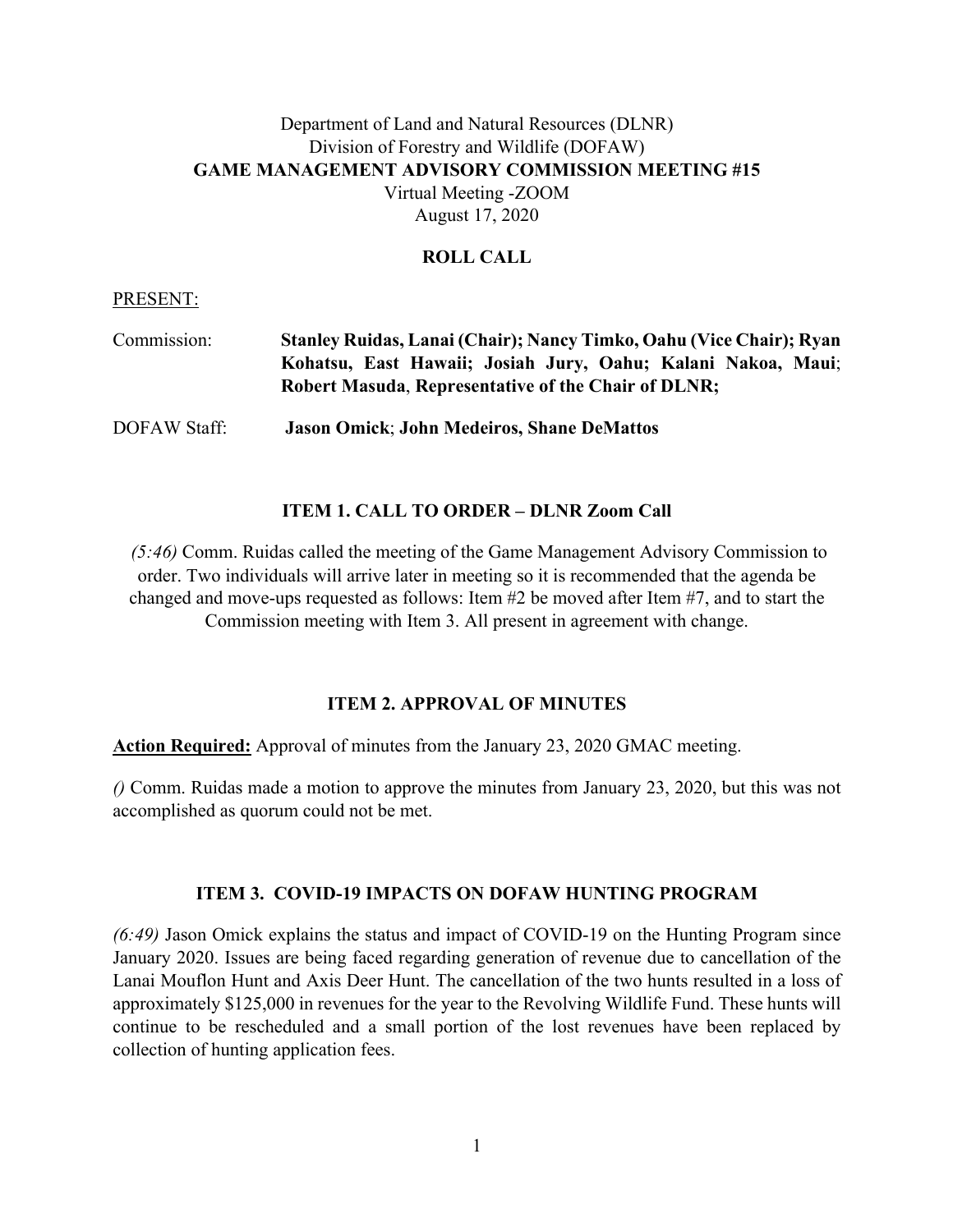Department of Land and Natural Resources (DLNR)
Division of Forestry and Wildlife (DOFAW)
**GAME MANAGEMENT ADVISORY COMMISSION MEETING #15**
Virtual Meeting -ZOOM
August 17, 2020

## ROLL CALL

PRESENT:

Commission: **Stanley Ruidas, Lanai (Chair); Nancy Timko, Oahu (Vice Chair); Ryan Kohatsu, East Hawaii; Josiah Jury, Oahu; Kalani Nakoa, Maui**; **Robert Masuda**, **Representative of the Chair of DLNR;**

DOFAW Staff: **Jason Omick**; **John Medeiros, Shane DeMattos**

## ITEM 1. CALL TO ORDER – DLNR Zoom Call

*(5:46)* Comm. Ruidas called the meeting of the Game Management Advisory Commission to order. Two individuals will arrive later in meeting so it is recommended that the agenda be changed and move-ups requested as follows: Item #2 be moved after Item #7, and to start the Commission meeting with Item 3. All present in agreement with change.

## ITEM 2. APPROVAL OF MINUTES

**Action Required:** Approval of minutes from the January 23, 2020 GMAC meeting.

*()* Comm. Ruidas made a motion to approve the minutes from January 23, 2020, but this was not accomplished as quorum could not be met.

## ITEM 3. COVID-19 IMPACTS ON DOFAW HUNTING PROGRAM

*(6:49)* Jason Omick explains the status and impact of COVID-19 on the Hunting Program since January 2020. Issues are being faced regarding generation of revenue due to cancellation of the Lanai Mouflon Hunt and Axis Deer Hunt. The cancellation of the two hunts resulted in a loss of approximately $125,000 in revenues for the year to the Revolving Wildlife Fund. These hunts will continue to be rescheduled and a small portion of the lost revenues have been replaced by collection of hunting application fees.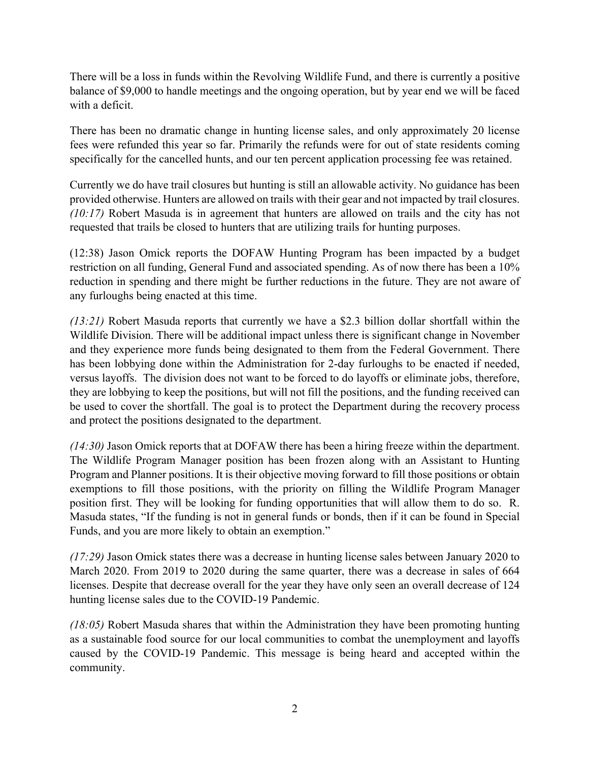There will be a loss in funds within the Revolving Wildlife Fund, and there is currently a positive balance of $9,000 to handle meetings and the ongoing operation, but by year end we will be faced with a deficit.

There has been no dramatic change in hunting license sales, and only approximately 20 license fees were refunded this year so far. Primarily the refunds were for out of state residents coming specifically for the cancelled hunts, and our ten percent application processing fee was retained.

Currently we do have trail closures but hunting is still an allowable activity. No guidance has been provided otherwise. Hunters are allowed on trails with their gear and not impacted by trail closures. *(10:17)* Robert Masuda is in agreement that hunters are allowed on trails and the city has not requested that trails be closed to hunters that are utilizing trails for hunting purposes.

(12:38) Jason Omick reports the DOFAW Hunting Program has been impacted by a budget restriction on all funding, General Fund and associated spending. As of now there has been a 10% reduction in spending and there might be further reductions in the future. They are not aware of any furloughs being enacted at this time.

*(13:21)* Robert Masuda reports that currently we have a $2.3 billion dollar shortfall within the Wildlife Division. There will be additional impact unless there is significant change in November and they experience more funds being designated to them from the Federal Government. There has been lobbying done within the Administration for 2-day furloughs to be enacted if needed, versus layoffs. The division does not want to be forced to do layoffs or eliminate jobs, therefore, they are lobbying to keep the positions, but will not fill the positions, and the funding received can be used to cover the shortfall. The goal is to protect the Department during the recovery process and protect the positions designated to the department.

*(14:30)* Jason Omick reports that at DOFAW there has been a hiring freeze within the department. The Wildlife Program Manager position has been frozen along with an Assistant to Hunting Program and Planner positions. It is their objective moving forward to fill those positions or obtain exemptions to fill those positions, with the priority on filling the Wildlife Program Manager position first. They will be looking for funding opportunities that will allow them to do so. R. Masuda states, "If the funding is not in general funds or bonds, then if it can be found in Special Funds, and you are more likely to obtain an exemption."

*(17:29)* Jason Omick states there was a decrease in hunting license sales between January 2020 to March 2020. From 2019 to 2020 during the same quarter, there was a decrease in sales of 664 licenses. Despite that decrease overall for the year they have only seen an overall decrease of 124 hunting license sales due to the COVID-19 Pandemic.

*(18:05)* Robert Masuda shares that within the Administration they have been promoting hunting as a sustainable food source for our local communities to combat the unemployment and layoffs caused by the COVID-19 Pandemic. This message is being heard and accepted within the community.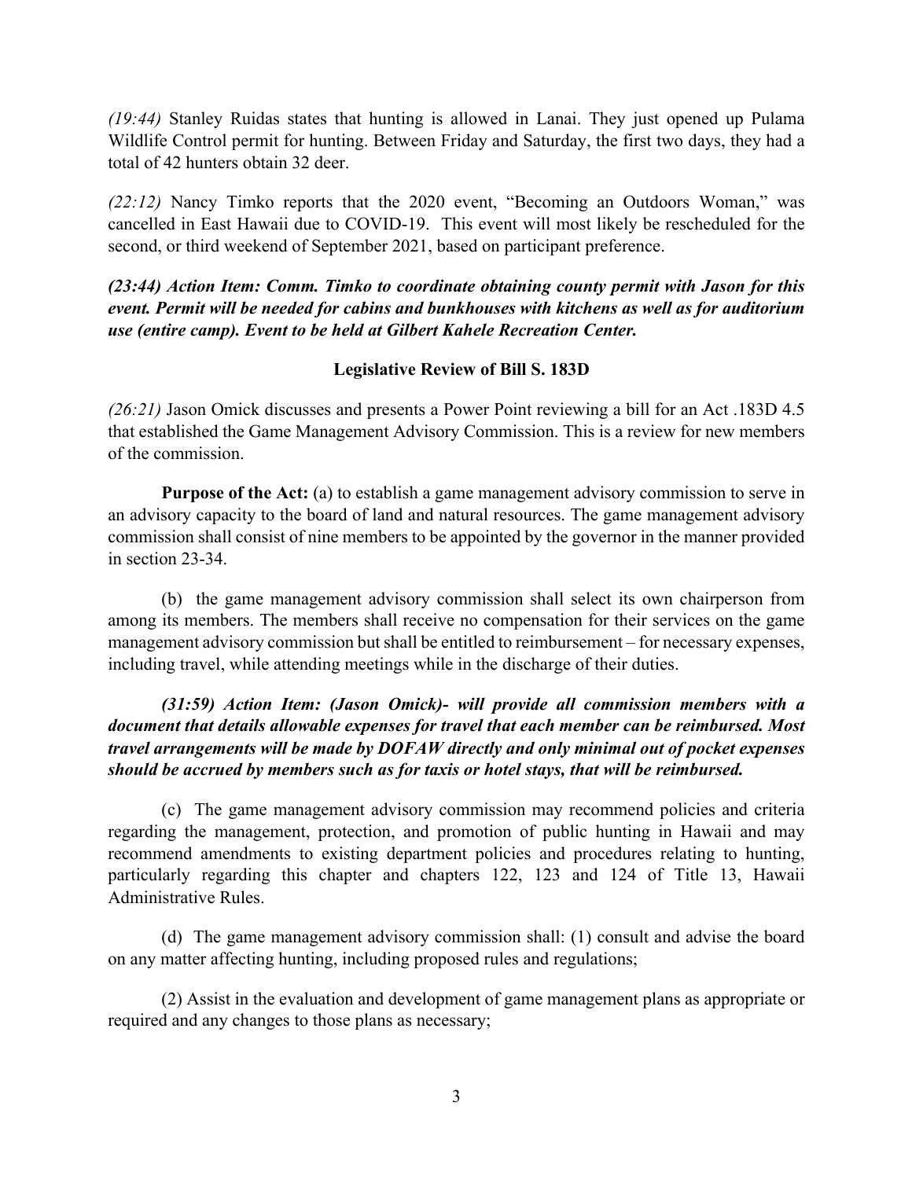*(19:44)* Stanley Ruidas states that hunting is allowed in Lanai. They just opened up Pulama Wildlife Control permit for hunting. Between Friday and Saturday, the first two days, they had a total of 42 hunters obtain 32 deer.

*(22:12)* Nancy Timko reports that the 2020 event, "Becoming an Outdoors Woman," was cancelled in East Hawaii due to COVID-19. This event will most likely be rescheduled for the second, or third weekend of September 2021, based on participant preference.

***(23:44) Action Item: Comm. Timko to coordinate obtaining county permit with Jason for this event. Permit will be needed for cabins and bunkhouses with kitchens as well as for auditorium use (entire camp). Event to be held at Gilbert Kahele Recreation Center.***

**Legislative Review of Bill S. 183D**

*(26:21)* Jason Omick discusses and presents a Power Point reviewing a bill for an Act .183D 4.5 that established the Game Management Advisory Commission. This is a review for new members of the commission.

**Purpose of the Act:** (a) to establish a game management advisory commission to serve in an advisory capacity to the board of land and natural resources. The game management advisory commission shall consist of nine members to be appointed by the governor in the manner provided in section 23-34.

(b) the game management advisory commission shall select its own chairperson from among its members. The members shall receive no compensation for their services on the game management advisory commission but shall be entitled to reimbursement – for necessary expenses, including travel, while attending meetings while in the discharge of their duties.

***(31:59) Action Item: (Jason Omick)- will provide all commission members with a document that details allowable expenses for travel that each member can be reimbursed. Most travel arrangements will be made by DOFAW directly and only minimal out of pocket expenses should be accrued by members such as for taxis or hotel stays, that will be reimbursed.***

(c) The game management advisory commission may recommend policies and criteria regarding the management, protection, and promotion of public hunting in Hawaii and may recommend amendments to existing department policies and procedures relating to hunting, particularly regarding this chapter and chapters 122, 123 and 124 of Title 13, Hawaii Administrative Rules.

(d) The game management advisory commission shall: (1) consult and advise the board on any matter affecting hunting, including proposed rules and regulations;

(2) Assist in the evaluation and development of game management plans as appropriate or required and any changes to those plans as necessary;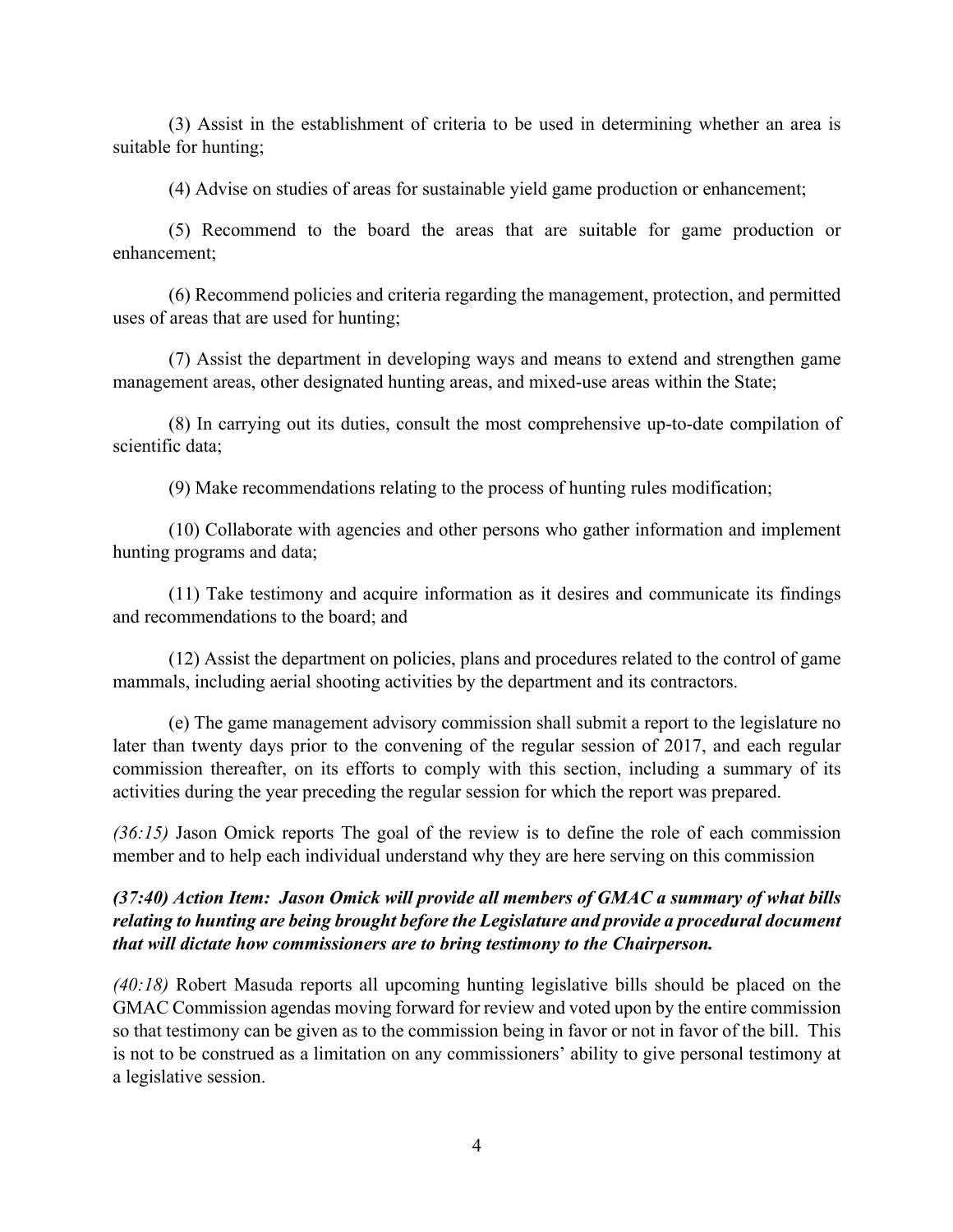(3) Assist in the establishment of criteria to be used in determining whether an area is suitable for hunting;

(4) Advise on studies of areas for sustainable yield game production or enhancement;

(5) Recommend to the board the areas that are suitable for game production or enhancement;

(6) Recommend policies and criteria regarding the management, protection, and permitted uses of areas that are used for hunting;

(7) Assist the department in developing ways and means to extend and strengthen game management areas, other designated hunting areas, and mixed-use areas within the State;

(8) In carrying out its duties, consult the most comprehensive up-to-date compilation of scientific data;

(9) Make recommendations relating to the process of hunting rules modification;

(10) Collaborate with agencies and other persons who gather information and implement hunting programs and data;

(11) Take testimony and acquire information as it desires and communicate its findings and recommendations to the board; and

(12) Assist the department on policies, plans and procedures related to the control of game mammals, including aerial shooting activities by the department and its contractors.

(e) The game management advisory commission shall submit a report to the legislature no later than twenty days prior to the convening of the regular session of 2017, and each regular commission thereafter, on its efforts to comply with this section, including a summary of its activities during the year preceding the regular session for which the report was prepared.

*(36:15)* Jason Omick reports The goal of the review is to define the role of each commission member and to help each individual understand why they are here serving on this commission

***(37:40) Action Item: Jason Omick will provide all members of GMAC a summary of what bills relating to hunting are being brought before the Legislature and provide a procedural document that will dictate how commissioners are to bring testimony to the Chairperson.***

*(40:18)* Robert Masuda reports all upcoming hunting legislative bills should be placed on the GMAC Commission agendas moving forward for review and voted upon by the entire commission so that testimony can be given as to the commission being in favor or not in favor of the bill. This is not to be construed as a limitation on any commissioners' ability to give personal testimony at a legislative session.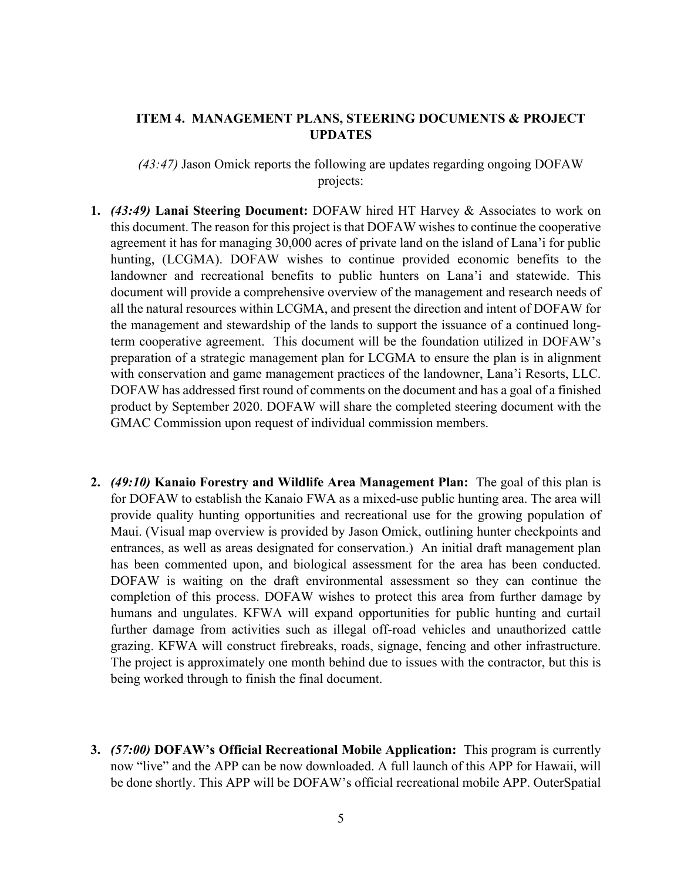## ITEM 4. MANAGEMENT PLANS, STEERING DOCUMENTS & PROJECT UPDATES

*(43:47)* Jason Omick reports the following are updates regarding ongoing DOFAW projects:

1. ***(43:49)*** **Lanai Steering Document:** DOFAW hired HT Harvey & Associates to work on this document. The reason for this project is that DOFAW wishes to continue the cooperative agreement it has for managing 30,000 acres of private land on the island of Lana'i for public hunting, (LCGMA). DOFAW wishes to continue provided economic benefits to the landowner and recreational benefits to public hunters on Lana'i and statewide. This document will provide a comprehensive overview of the management and research needs of all the natural resources within LCGMA, and present the direction and intent of DOFAW for the management and stewardship of the lands to support the issuance of a continued long-term cooperative agreement. This document will be the foundation utilized in DOFAW's preparation of a strategic management plan for LCGMA to ensure the plan is in alignment with conservation and game management practices of the landowner, Lana'i Resorts, LLC. DOFAW has addressed first round of comments on the document and has a goal of a finished product by September 2020. DOFAW will share the completed steering document with the GMAC Commission upon request of individual commission members.

2. ***(49:10)*** **Kanaio Forestry and Wildlife Area Management Plan:** The goal of this plan is for DOFAW to establish the Kanaio FWA as a mixed-use public hunting area. The area will provide quality hunting opportunities and recreational use for the growing population of Maui. (Visual map overview is provided by Jason Omick, outlining hunter checkpoints and entrances, as well as areas designated for conservation.) An initial draft management plan has been commented upon, and biological assessment for the area has been conducted. DOFAW is waiting on the draft environmental assessment so they can continue the completion of this process. DOFAW wishes to protect this area from further damage by humans and ungulates. KFWA will expand opportunities for public hunting and curtail further damage from activities such as illegal off-road vehicles and unauthorized cattle grazing. KFWA will construct firebreaks, roads, signage, fencing and other infrastructure. The project is approximately one month behind due to issues with the contractor, but this is being worked through to finish the final document.

3. ***(57:00)*** **DOFAW's Official Recreational Mobile Application:** This program is currently now "live" and the APP can be now downloaded. A full launch of this APP for Hawaii, will be done shortly. This APP will be DOFAW's official recreational mobile APP. OuterSpatial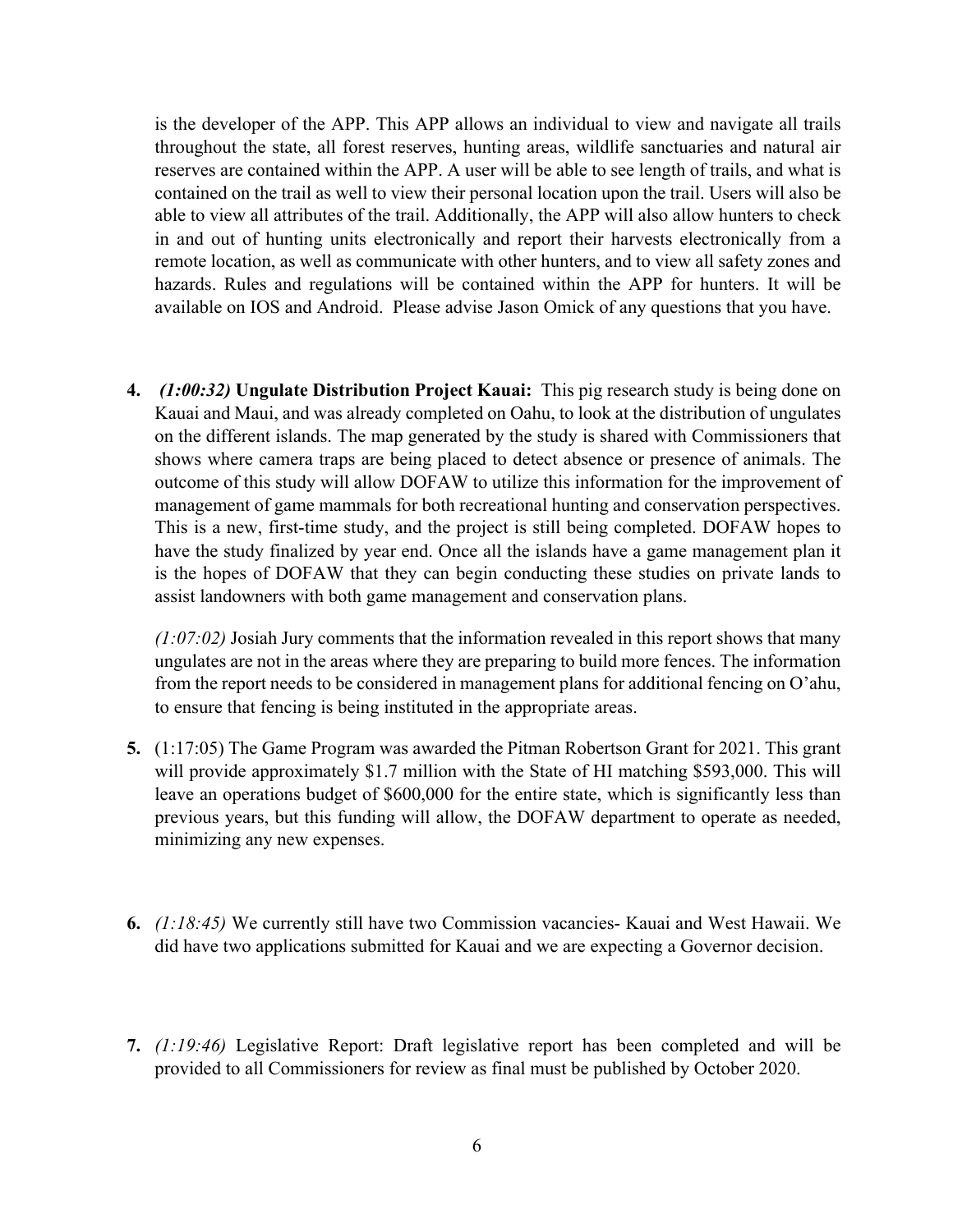is the developer of the APP. This APP allows an individual to view and navigate all trails throughout the state, all forest reserves, hunting areas, wildlife sanctuaries and natural air reserves are contained within the APP. A user will be able to see length of trails, and what is contained on the trail as well to view their personal location upon the trail. Users will also be able to view all attributes of the trail. Additionally, the APP will also allow hunters to check in and out of hunting units electronically and report their harvests electronically from a remote location, as well as communicate with other hunters, and to view all safety zones and hazards. Rules and regulations will be contained within the APP for hunters. It will be available on IOS and Android. Please advise Jason Omick of any questions that you have.

4. *(1:00:32)* **Ungulate Distribution Project Kauai:** This pig research study is being done on Kauai and Maui, and was already completed on Oahu, to look at the distribution of ungulates on the different islands. The map generated by the study is shared with Commissioners that shows where camera traps are being placed to detect absence or presence of animals. The outcome of this study will allow DOFAW to utilize this information for the improvement of management of game mammals for both recreational hunting and conservation perspectives. This is a new, first-time study, and the project is still being completed. DOFAW hopes to have the study finalized by year end. Once all the islands have a game management plan it is the hopes of DOFAW that they can begin conducting these studies on private lands to assist landowners with both game management and conservation plans.

   *(1:07:02)* Josiah Jury comments that the information revealed in this report shows that many ungulates are not in the areas where they are preparing to build more fences. The information from the report needs to be considered in management plans for additional fencing on O'ahu, to ensure that fencing is being instituted in the appropriate areas.

5. (1:17:05) The Game Program was awarded the Pitman Robertson Grant for 2021. This grant will provide approximately $1.7 million with the State of HI matching $593,000. This will leave an operations budget of $600,000 for the entire state, which is significantly less than previous years, but this funding will allow, the DOFAW department to operate as needed, minimizing any new expenses.

6. *(1:18:45)* We currently still have two Commission vacancies- Kauai and West Hawaii. We did have two applications submitted for Kauai and we are expecting a Governor decision.

7. *(1:19:46)* Legislative Report: Draft legislative report has been completed and will be provided to all Commissioners for review as final must be published by October 2020.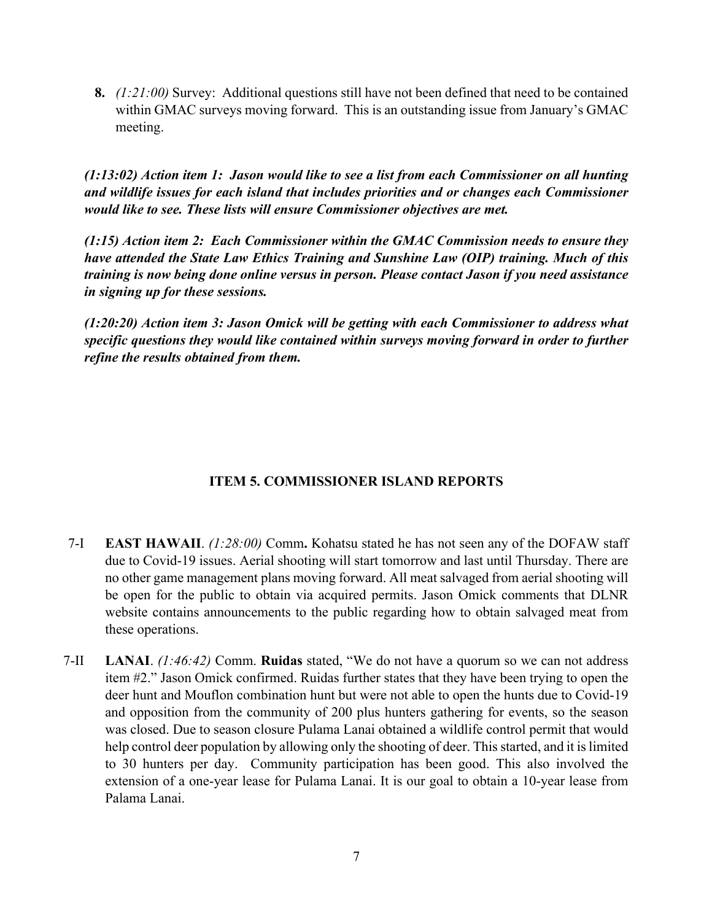8. *(1:21:00)* Survey: Additional questions still have not been defined that need to be contained within GMAC surveys moving forward. This is an outstanding issue from January's GMAC meeting.

***(1:13:02) Action item 1: Jason would like to see a list from each Commissioner on all hunting and wildlife issues for each island that includes priorities and or changes each Commissioner would like to see. These lists will ensure Commissioner objectives are met.***

***(1:15) Action item 2: Each Commissioner within the GMAC Commission needs to ensure they have attended the State Law Ethics Training and Sunshine Law (OIP) training. Much of this training is now being done online versus in person. Please contact Jason if you need assistance in signing up for these sessions.***

***(1:20:20) Action item 3: Jason Omick will be getting with each Commissioner to address what specific questions they would like contained within surveys moving forward in order to further refine the results obtained from them.***

## ITEM 5. COMMISSIONER ISLAND REPORTS

7-I **EAST HAWAII**. *(1:28:00)* Comm**.** Kohatsu stated he has not seen any of the DOFAW staff due to Covid-19 issues. Aerial shooting will start tomorrow and last until Thursday. There are no other game management plans moving forward. All meat salvaged from aerial shooting will be open for the public to obtain via acquired permits. Jason Omick comments that DLNR website contains announcements to the public regarding how to obtain salvaged meat from these operations.

7-II **LANAI**. *(1:46:42)* Comm. **Ruidas** stated, "We do not have a quorum so we can not address item #2." Jason Omick confirmed. Ruidas further states that they have been trying to open the deer hunt and Mouflon combination hunt but were not able to open the hunts due to Covid-19 and opposition from the community of 200 plus hunters gathering for events, so the season was closed. Due to season closure Pulama Lanai obtained a wildlife control permit that would help control deer population by allowing only the shooting of deer. This started, and it is limited to 30 hunters per day. Community participation has been good. This also involved the extension of a one-year lease for Pulama Lanai. It is our goal to obtain a 10-year lease from Palama Lanai.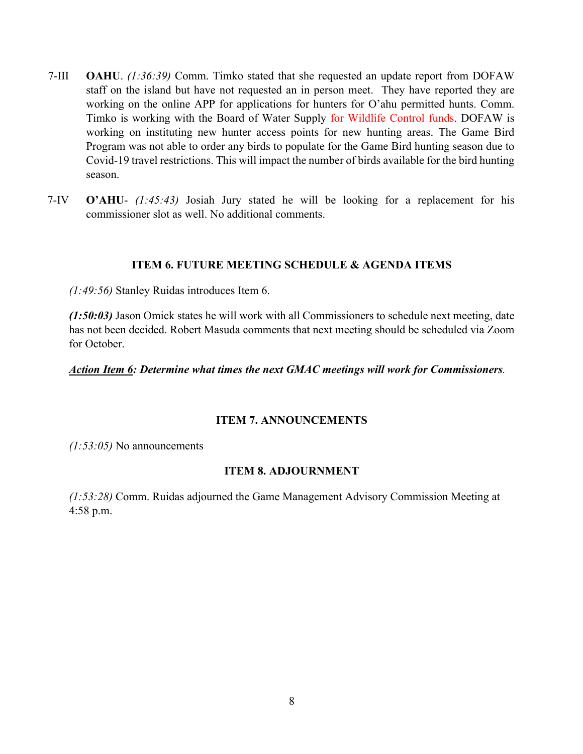7-III **OAHU**. *(1:36:39)* Comm. Timko stated that she requested an update report from DOFAW staff on the island but have not requested an in person meet. They have reported they are working on the online APP for applications for hunters for O'ahu permitted hunts. Comm. Timko is working with the Board of Water Supply for Wildlife Control funds. DOFAW is working on instituting new hunter access points for new hunting areas. The Game Bird Program was not able to order any birds to populate for the Game Bird hunting season due to Covid-19 travel restrictions. This will impact the number of birds available for the bird hunting season.

7-IV **O'AHU**- *(1:45:43)* Josiah Jury stated he will be looking for a replacement for his commissioner slot as well. No additional comments.

## ITEM 6. FUTURE MEETING SCHEDULE & AGENDA ITEMS

*(1:49:56)* Stanley Ruidas introduces Item 6.

***(1:50:03)*** Jason Omick states he will work with all Commissioners to schedule next meeting, date has not been decided. Robert Masuda comments that next meeting should be scheduled via Zoom for October.

***Action Item 6: Determine what times the next GMAC meetings will work for Commissioners.***

## ITEM 7. ANNOUNCEMENTS

*(1:53:05)* No announcements

## ITEM 8. ADJOURNMENT

*(1:53:28)* Comm. Ruidas adjourned the Game Management Advisory Commission Meeting at 4:58 p.m.